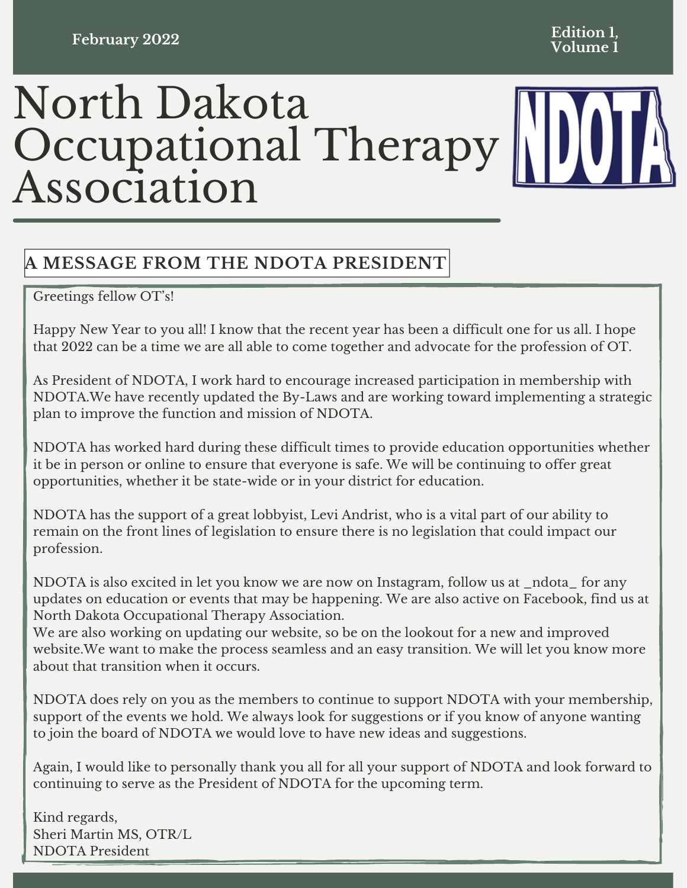February 2022

Edition 1, Volume 1

# North Dakota Occupational Therapy Association

NDOTA

## A MESSAGE FROM THE NDOTA PRESIDENT

Greetings fellow OT's!

Happy New Year to you all! I know that the recent year has been a difficult one for us all. I hope that 2022 can be a time we are all able to come together and advocate for the profession of OT.

As President of NDOTA, I work hard to encourage increased participation in membership with NDOTA.We have recently updated the By-Laws and are working toward implementing a strategic plan to improve the function and mission of NDOTA.

NDOTA has worked hard during these difficult times to provide education opportunities whether it be in person or online to ensure that everyone is safe. We will be continuing to offer great opportunities, whether it be state-wide or in your district for education.

NDOTA has the support of a great lobbyist, Levi Andrist, who is a vital part of our ability to remain on the front lines of legislation to ensure there is no legislation that could impact our profession.

NDOTA is also excited in let you know we are now on Instagram, follow us at _ndota_ for any updates on education or events that may be happening. We are also active on Facebook, find us at North Dakota Occupational Therapy Association.
We are also working on updating our website, so be on the lookout for a new and improved website.We want to make the process seamless and an easy transition. We will let you know more about that transition when it occurs.

NDOTA does rely on you as the members to continue to support NDOTA with your membership, support of the events we hold. We always look for suggestions or if you know of anyone wanting to join the board of NDOTA we would love to have new ideas and suggestions.

Again, I would like to personally thank you all for all your support of NDOTA and look forward to continuing to serve as the President of NDOTA for the upcoming term.

Kind regards,
Sheri Martin MS, OTR/L
NDOTA President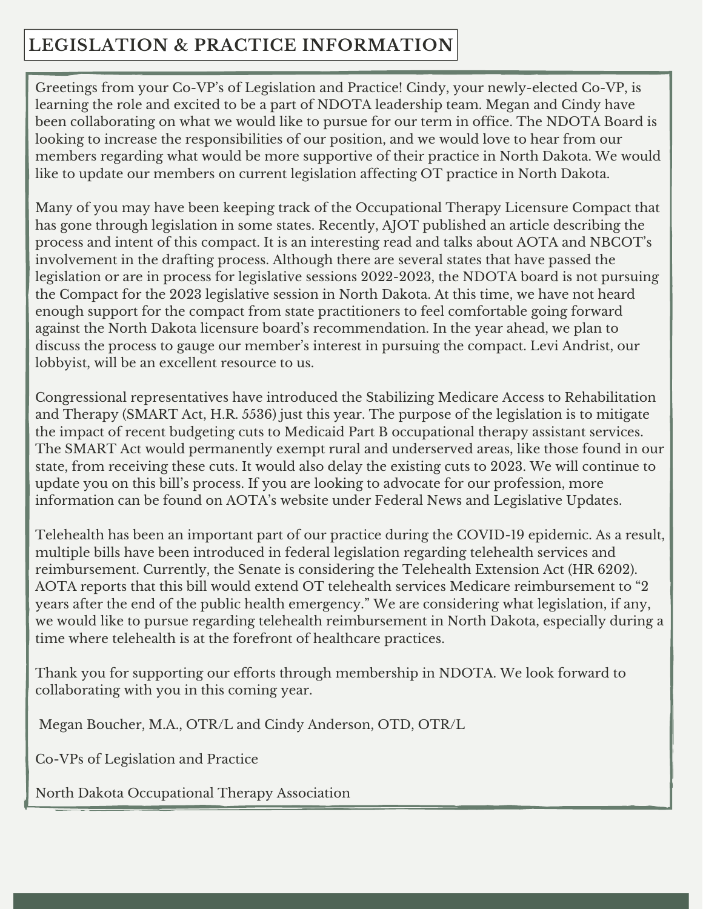# LEGISLATION & PRACTICE INFORMATION

Greetings from your Co-VP's of Legislation and Practice! Cindy, your newly-elected Co-VP, is learning the role and excited to be a part of NDOTA leadership team. Megan and Cindy have been collaborating on what we would like to pursue for our term in office. The NDOTA Board is looking to increase the responsibilities of our position, and we would love to hear from our members regarding what would be more supportive of their practice in North Dakota. We would like to update our members on current legislation affecting OT practice in North Dakota.

Many of you may have been keeping track of the Occupational Therapy Licensure Compact that has gone through legislation in some states. Recently, AJOT published an article describing the process and intent of this compact. It is an interesting read and talks about AOTA and NBCOT's involvement in the drafting process. Although there are several states that have passed the legislation or are in process for legislative sessions 2022-2023, the NDOTA board is not pursuing the Compact for the 2023 legislative session in North Dakota. At this time, we have not heard enough support for the compact from state practitioners to feel comfortable going forward against the North Dakota licensure board's recommendation. In the year ahead, we plan to discuss the process to gauge our member's interest in pursuing the compact. Levi Andrist, our lobbyist, will be an excellent resource to us.

Congressional representatives have introduced the Stabilizing Medicare Access to Rehabilitation and Therapy (SMART Act, H.R. 5536) just this year. The purpose of the legislation is to mitigate the impact of recent budgeting cuts to Medicaid Part B occupational therapy assistant services. The SMART Act would permanently exempt rural and underserved areas, like those found in our state, from receiving these cuts. It would also delay the existing cuts to 2023. We will continue to update you on this bill's process. If you are looking to advocate for our profession, more information can be found on AOTA's website under Federal News and Legislative Updates.

Telehealth has been an important part of our practice during the COVID-19 epidemic. As a result, multiple bills have been introduced in federal legislation regarding telehealth services and reimbursement. Currently, the Senate is considering the Telehealth Extension Act (HR 6202). AOTA reports that this bill would extend OT telehealth services Medicare reimbursement to "2 years after the end of the public health emergency." We are considering what legislation, if any, we would like to pursue regarding telehealth reimbursement in North Dakota, especially during a time where telehealth is at the forefront of healthcare practices.

Thank you for supporting our efforts through membership in NDOTA. We look forward to collaborating with you in this coming year.

Megan Boucher, M.A., OTR/L and Cindy Anderson, OTD, OTR/L

Co-VPs of Legislation and Practice

North Dakota Occupational Therapy Association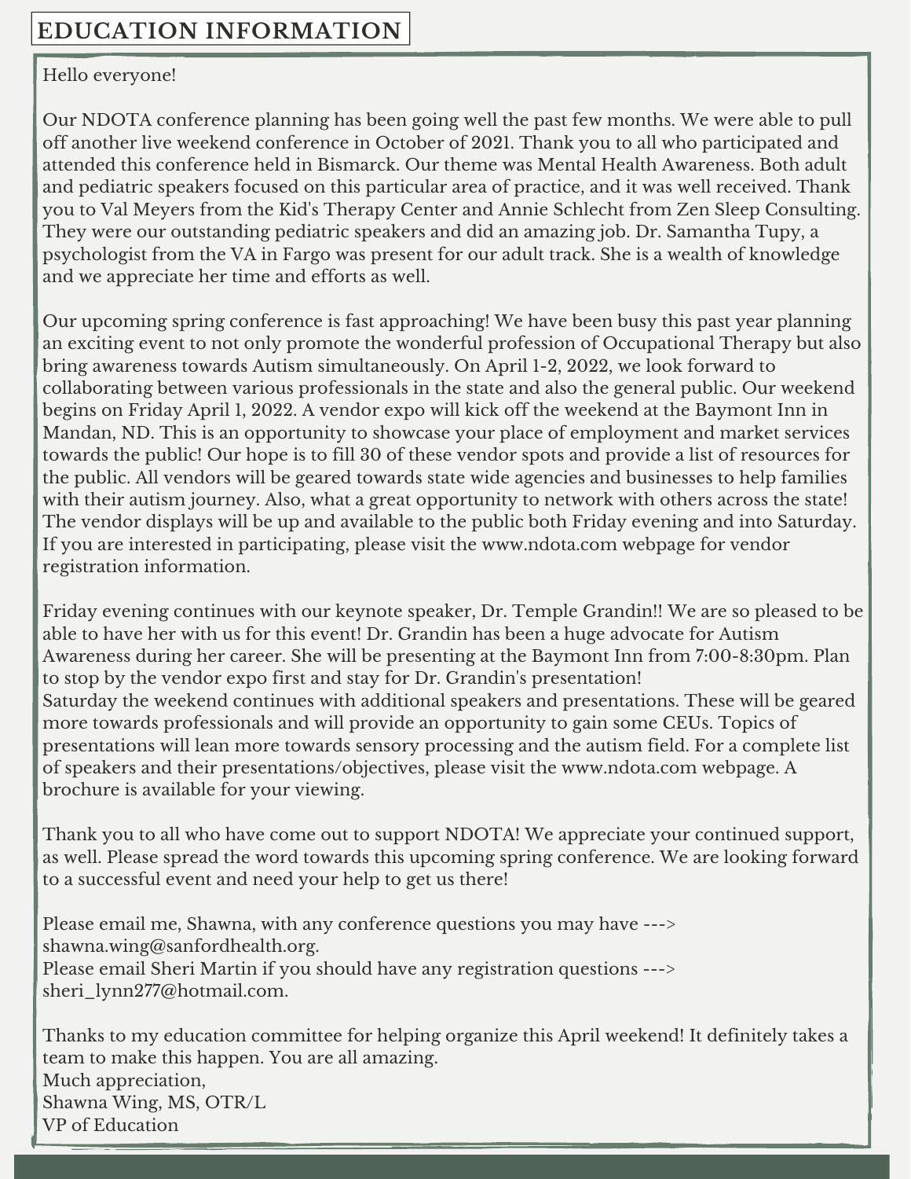## EDUCATION INFORMATION

Hello everyone!

Our NDOTA conference planning has been going well the past few months. We were able to pull off another live weekend conference in October of 2021. Thank you to all who participated and attended this conference held in Bismarck. Our theme was Mental Health Awareness. Both adult and pediatric speakers focused on this particular area of practice, and it was well received. Thank you to Val Meyers from the Kid's Therapy Center and Annie Schlecht from Zen Sleep Consulting. They were our outstanding pediatric speakers and did an amazing job. Dr. Samantha Tupy, a psychologist from the VA in Fargo was present for our adult track. She is a wealth of knowledge and we appreciate her time and efforts as well.

Our upcoming spring conference is fast approaching! We have been busy this past year planning an exciting event to not only promote the wonderful profession of Occupational Therapy but also bring awareness towards Autism simultaneously. On April 1-2, 2022, we look forward to collaborating between various professionals in the state and also the general public. Our weekend begins on Friday April 1, 2022. A vendor expo will kick off the weekend at the Baymont Inn in Mandan, ND. This is an opportunity to showcase your place of employment and market services towards the public! Our hope is to fill 30 of these vendor spots and provide a list of resources for the public. All vendors will be geared towards state wide agencies and businesses to help families with their autism journey. Also, what a great opportunity to network with others across the state! The vendor displays will be up and available to the public both Friday evening and into Saturday. If you are interested in participating, please visit the www.ndota.com webpage for vendor registration information.

Friday evening continues with our keynote speaker, Dr. Temple Grandin!! We are so pleased to be able to have her with us for this event! Dr. Grandin has been a huge advocate for Autism Awareness during her career. She will be presenting at the Baymont Inn from 7:00-8:30pm. Plan to stop by the vendor expo first and stay for Dr. Grandin's presentation!
Saturday the weekend continues with additional speakers and presentations. These will be geared more towards professionals and will provide an opportunity to gain some CEUs. Topics of presentations will lean more towards sensory processing and the autism field. For a complete list of speakers and their presentations/objectives, please visit the www.ndota.com webpage. A brochure is available for your viewing.

Thank you to all who have come out to support NDOTA! We appreciate your continued support, as well. Please spread the word towards this upcoming spring conference. We are looking forward to a successful event and need your help to get us there!

Please email me, Shawna, with any conference questions you may have ---> shawna.wing@sanfordhealth.org.
Please email Sheri Martin if you should have any registration questions ---> sheri_lynn277@hotmail.com.

Thanks to my education committee for helping organize this April weekend! It definitely takes a team to make this happen. You are all amazing.
Much appreciation,
Shawna Wing, MS, OTR/L
VP of Education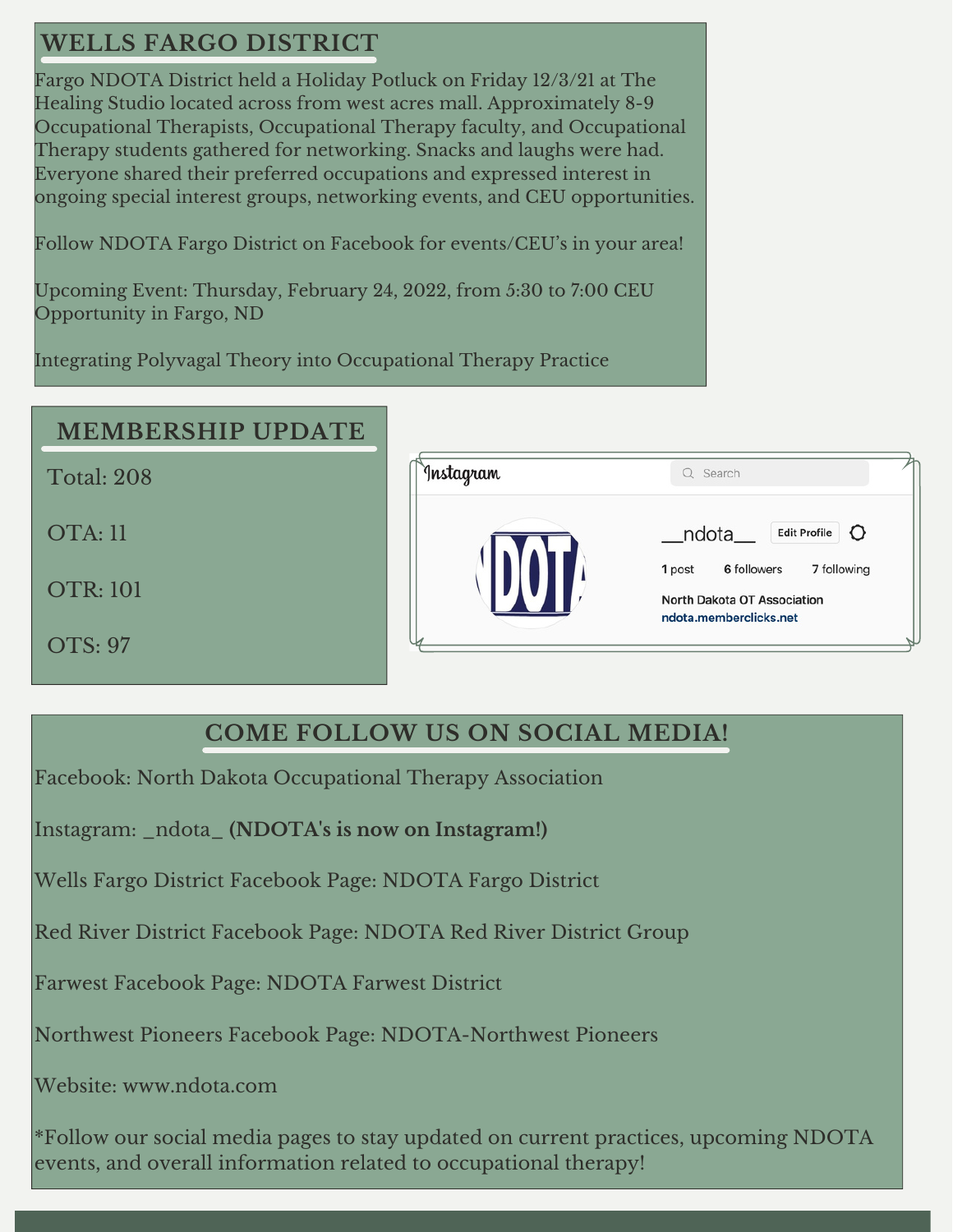## WELLS FARGO DISTRICT

Fargo NDOTA District held a Holiday Potluck on Friday 12/3/21 at The Healing Studio located across from west acres mall. Approximately 8-9 Occupational Therapists, Occupational Therapy faculty, and Occupational Therapy students gathered for networking. Snacks and laughs were had. Everyone shared their preferred occupations and expressed interest in ongoing special interest groups, networking events, and CEU opportunities.

Follow NDOTA Fargo District on Facebook for events/CEU's in your area!

Upcoming Event: Thursday, February 24, 2022, from 5:30 to 7:00 CEU Opportunity in Fargo, ND

Integrating Polyvagal Theory into Occupational Therapy Practice

## MEMBERSHIP UPDATE

Total: 208

OTA: 11

OTR: 101

OTS: 97

Instagram

Search

__ndota__ Edit Profile

1 post 6 followers 7 following

North Dakota OT Association

ndota.memberclicks.net

## COME FOLLOW US ON SOCIAL MEDIA!

Facebook: North Dakota Occupational Therapy Association

Instagram: _ndota_ **(NDOTA's is now on Instagram!)**

Wells Fargo District Facebook Page: NDOTA Fargo District

Red River District Facebook Page: NDOTA Red River District Group

Farwest Facebook Page: NDOTA Farwest District

Northwest Pioneers Facebook Page: NDOTA-Northwest Pioneers

Website: www.ndota.com

*Follow our social media pages to stay updated on current practices, upcoming NDOTA events, and overall information related to occupational therapy!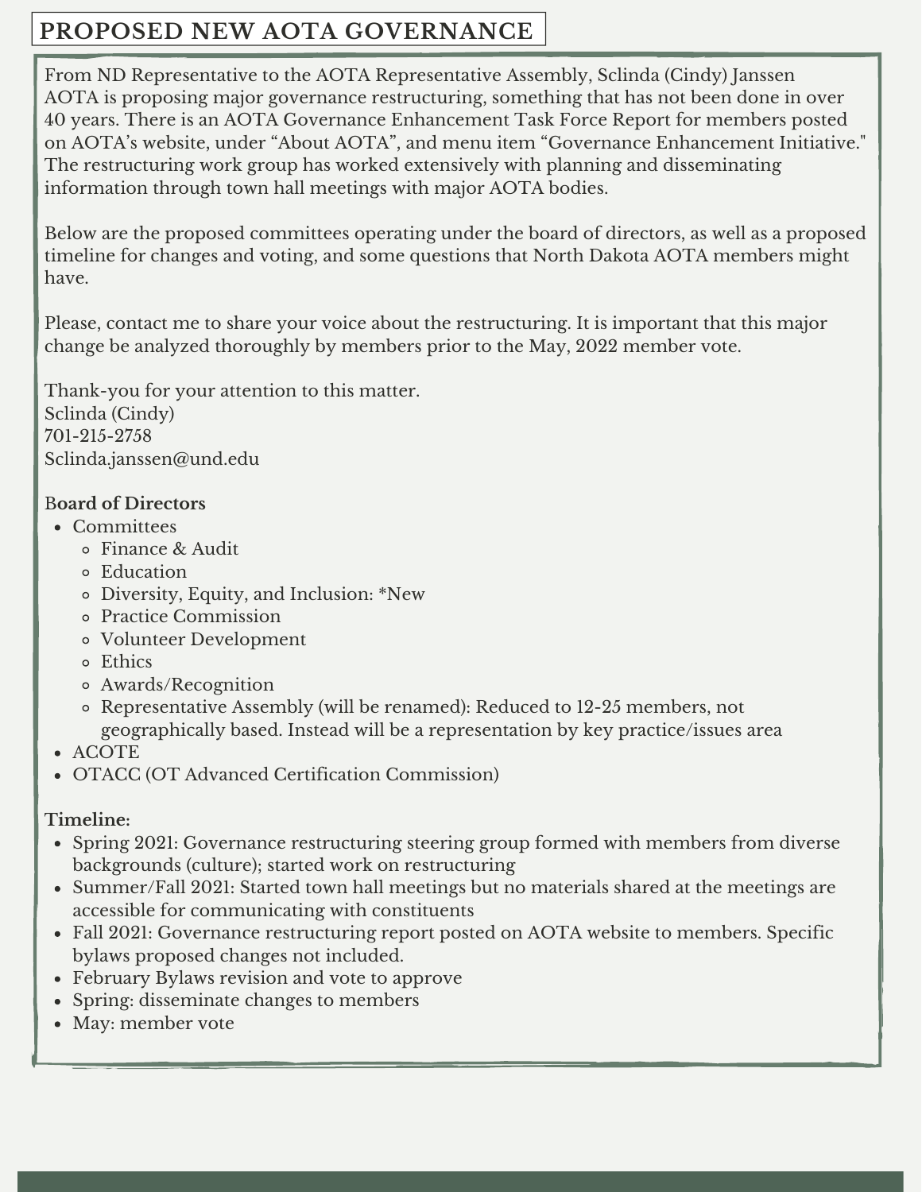# PROPOSED NEW AOTA GOVERNANCE

From ND Representative to the AOTA Representative Assembly, Sclinda (Cindy) Janssen
AOTA is proposing major governance restructuring, something that has not been done in over 40 years. There is an AOTA Governance Enhancement Task Force Report for members posted on AOTA's website, under "About AOTA", and menu item "Governance Enhancement Initiative." The restructuring work group has worked extensively with planning and disseminating information through town hall meetings with major AOTA bodies.

Below are the proposed committees operating under the board of directors, as well as a proposed timeline for changes and voting, and some questions that North Dakota AOTA members might have.

Please, contact me to share your voice about the restructuring. It is important that this major change be analyzed thoroughly by members prior to the May, 2022 member vote.

Thank-you for your attention to this matter.
Sclinda (Cindy)
701-215-2758
Sclinda.janssen@und.edu

**Board of Directors**

- Committees
  - Finance & Audit
  - Education
  - Diversity, Equity, and Inclusion: *New
  - Practice Commission
  - Volunteer Development
  - Ethics
  - Awards/Recognition
  - Representative Assembly (will be renamed): Reduced to 12-25 members, not geographically based. Instead will be a representation by key practice/issues area
- ACOTE
- OTACC (OT Advanced Certification Commission)

**Timeline:**

- Spring 2021: Governance restructuring steering group formed with members from diverse backgrounds (culture); started work on restructuring
- Summer/Fall 2021: Started town hall meetings but no materials shared at the meetings are accessible for communicating with constituents
- Fall 2021: Governance restructuring report posted on AOTA website to members. Specific bylaws proposed changes not included.
- February Bylaws revision and vote to approve
- Spring: disseminate changes to members
- May: member vote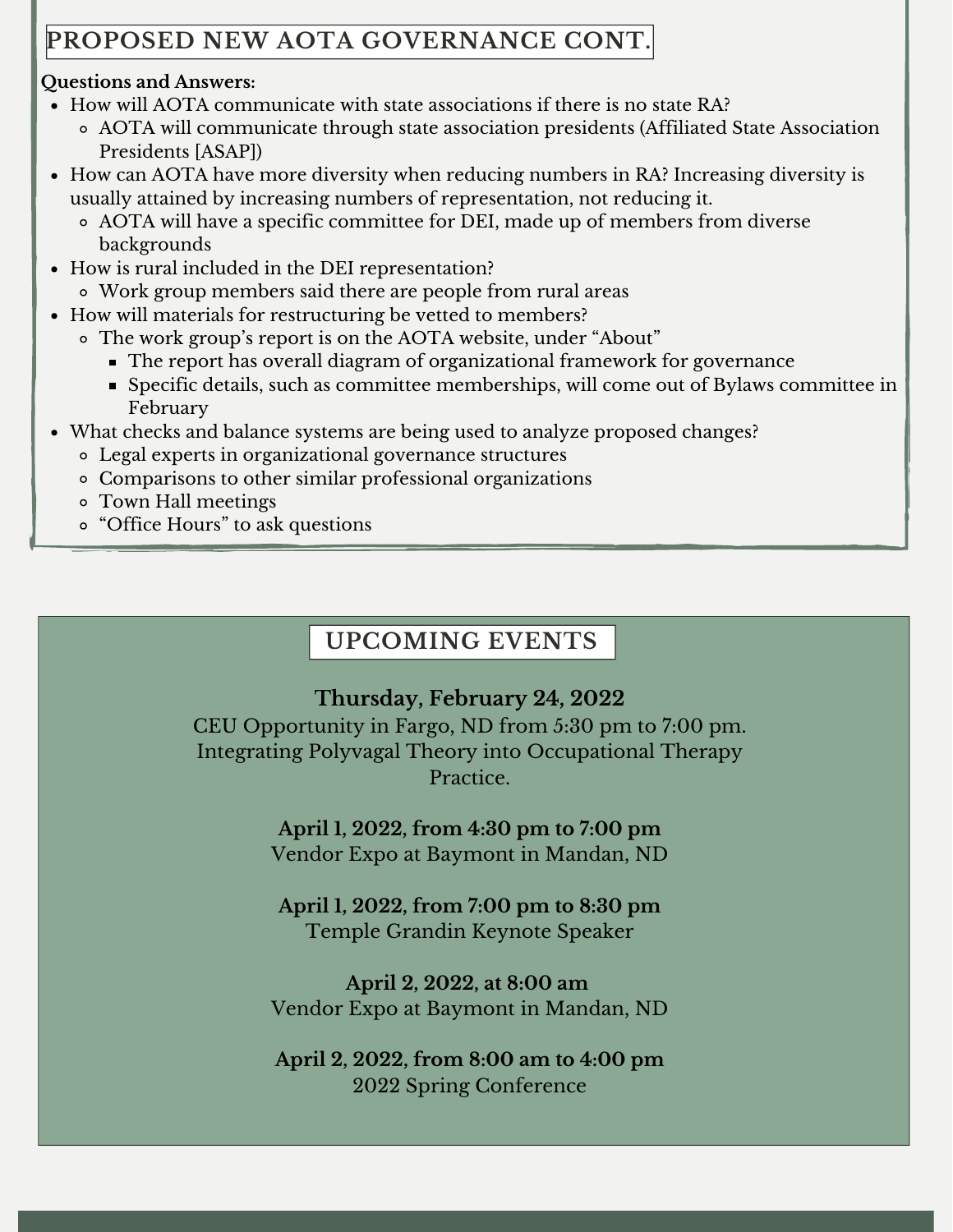## PROPOSED NEW AOTA GOVERNANCE CONT.

**Questions and Answers:**

- How will AOTA communicate with state associations if there is no state RA?
  - AOTA will communicate through state association presidents (Affiliated State Association Presidents [ASAP])
- How can AOTA have more diversity when reducing numbers in RA? Increasing diversity is usually attained by increasing numbers of representation, not reducing it.
  - AOTA will have a specific committee for DEI, made up of members from diverse backgrounds
- How is rural included in the DEI representation?
  - Work group members said there are people from rural areas
- How will materials for restructuring be vetted to members?
  - The work group's report is on the AOTA website, under "About"
    - The report has overall diagram of organizational framework for governance
    - Specific details, such as committee memberships, will come out of Bylaws committee in February
- What checks and balance systems are being used to analyze proposed changes?
  - Legal experts in organizational governance structures
  - Comparisons to other similar professional organizations
  - Town Hall meetings
  - "Office Hours" to ask questions

## UPCOMING EVENTS

**Thursday, February 24, 2022**
CEU Opportunity in Fargo, ND from 5:30 pm to 7:00 pm. Integrating Polyvagal Theory into Occupational Therapy Practice.

**April 1, 2022, from 4:30 pm to 7:00 pm**
Vendor Expo at Baymont in Mandan, ND

**April 1, 2022, from 7:00 pm to 8:30 pm**
Temple Grandin Keynote Speaker

**April 2, 2022, at 8:00 am**
Vendor Expo at Baymont in Mandan, ND

**April 2, 2022, from 8:00 am to 4:00 pm**
2022 Spring Conference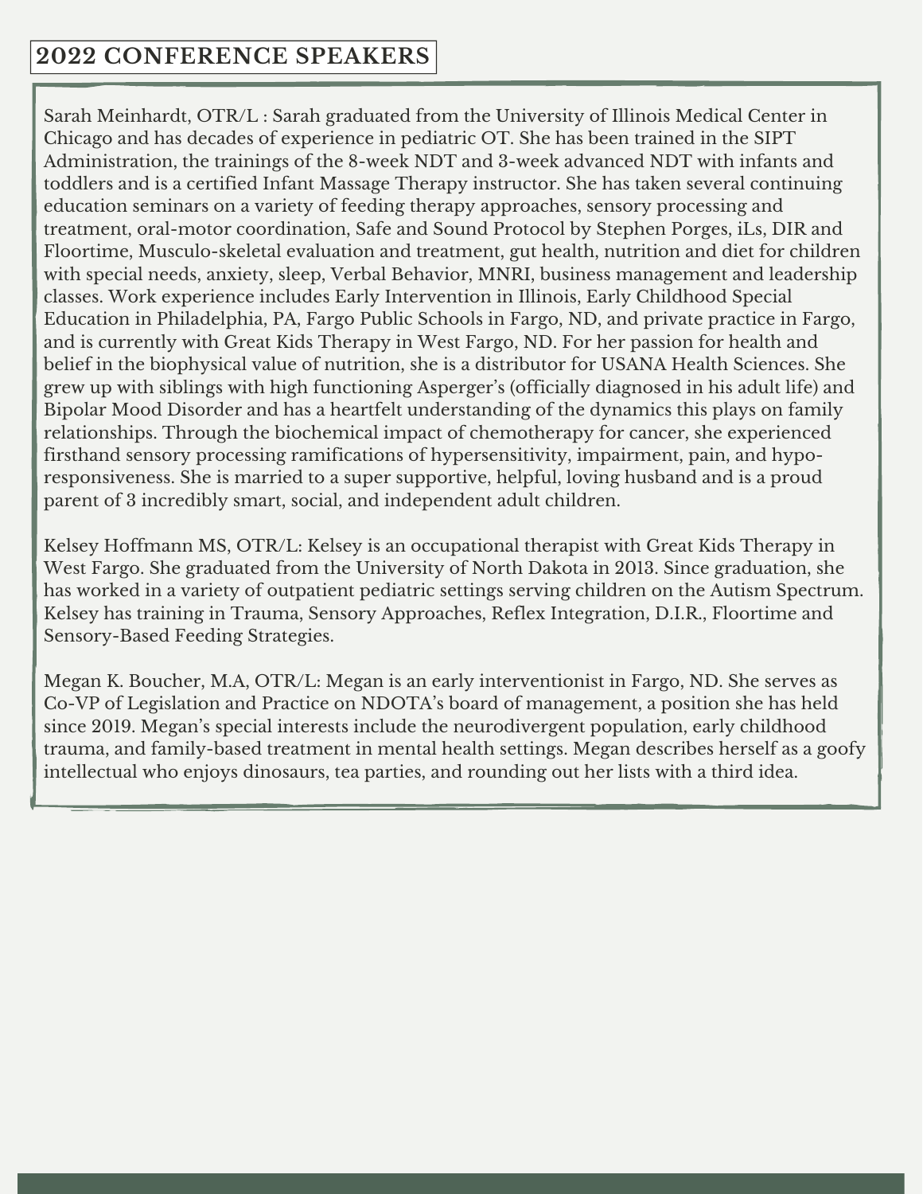# 2022 CONFERENCE SPEAKERS

Sarah Meinhardt, OTR/L : Sarah graduated from the University of Illinois Medical Center in Chicago and has decades of experience in pediatric OT. She has been trained in the SIPT Administration, the trainings of the 8-week NDT and 3-week advanced NDT with infants and toddlers and is a certified Infant Massage Therapy instructor. She has taken several continuing education seminars on a variety of feeding therapy approaches, sensory processing and treatment, oral-motor coordination, Safe and Sound Protocol by Stephen Porges, iLs, DIR and Floortime, Musculo-skeletal evaluation and treatment, gut health, nutrition and diet for children with special needs, anxiety, sleep, Verbal Behavior, MNRI, business management and leadership classes. Work experience includes Early Intervention in Illinois, Early Childhood Special Education in Philadelphia, PA, Fargo Public Schools in Fargo, ND, and private practice in Fargo, and is currently with Great Kids Therapy in West Fargo, ND. For her passion for health and belief in the biophysical value of nutrition, she is a distributor for USANA Health Sciences. She grew up with siblings with high functioning Asperger's (officially diagnosed in his adult life) and Bipolar Mood Disorder and has a heartfelt understanding of the dynamics this plays on family relationships. Through the biochemical impact of chemotherapy for cancer, she experienced firsthand sensory processing ramifications of hypersensitivity, impairment, pain, and hypo-responsiveness. She is married to a super supportive, helpful, loving husband and is a proud parent of 3 incredibly smart, social, and independent adult children.

Kelsey Hoffmann MS, OTR/L: Kelsey is an occupational therapist with Great Kids Therapy in West Fargo. She graduated from the University of North Dakota in 2013. Since graduation, she has worked in a variety of outpatient pediatric settings serving children on the Autism Spectrum. Kelsey has training in Trauma, Sensory Approaches, Reflex Integration, D.I.R., Floortime and Sensory-Based Feeding Strategies.

Megan K. Boucher, M.A, OTR/L: Megan is an early interventionist in Fargo, ND. She serves as Co-VP of Legislation and Practice on NDOTA's board of management, a position she has held since 2019. Megan's special interests include the neurodivergent population, early childhood trauma, and family-based treatment in mental health settings. Megan describes herself as a goofy intellectual who enjoys dinosaurs, tea parties, and rounding out her lists with a third idea.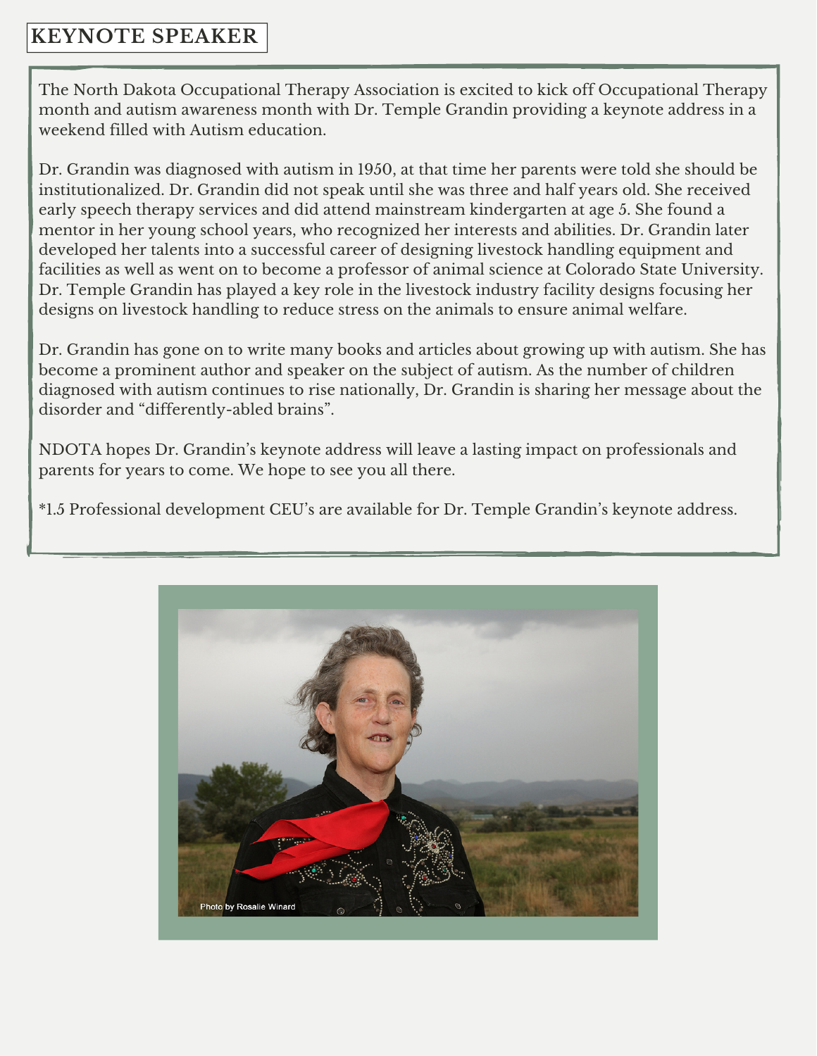# KEYNOTE SPEAKER

The North Dakota Occupational Therapy Association is excited to kick off Occupational Therapy month and autism awareness month with Dr. Temple Grandin providing a keynote address in a weekend filled with Autism education.

Dr. Grandin was diagnosed with autism in 1950, at that time her parents were told she should be institutionalized. Dr. Grandin did not speak until she was three and half years old. She received early speech therapy services and did attend mainstream kindergarten at age 5. She found a mentor in her young school years, who recognized her interests and abilities. Dr. Grandin later developed her talents into a successful career of designing livestock handling equipment and facilities as well as went on to become a professor of animal science at Colorado State University. Dr. Temple Grandin has played a key role in the livestock industry facility designs focusing her designs on livestock handling to reduce stress on the animals to ensure animal welfare.

Dr. Grandin has gone on to write many books and articles about growing up with autism. She has become a prominent author and speaker on the subject of autism. As the number of children diagnosed with autism continues to rise nationally, Dr. Grandin is sharing her message about the disorder and "differently-abled brains".

NDOTA hopes Dr. Grandin's keynote address will leave a lasting impact on professionals and parents for years to come. We hope to see you all there.

*1.5 Professional development CEU's are available for Dr. Temple Grandin's keynote address.

Photo by Rosalie Winard